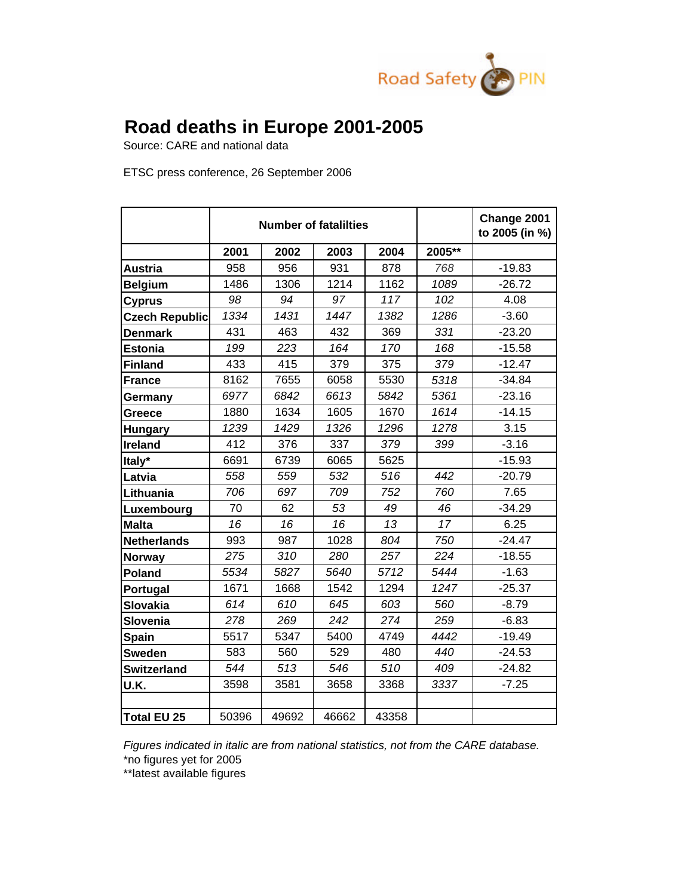Road Safety PIN

# Road deaths in Europe 2001-2005

Source: CARE and national data

ETSC press conference, 26 September 2006

| | Number of fatalilties | | | | | Change 2001 to 2005 (in %) |
|---|---|---|---|---|---|---|
| | 2001 | 2002 | 2003 | 2004 | 2005** | |
| **Austria** | 958 | 956 | 931 | 878 | *768* | -19.83 |
| **Belgium** | 1486 | 1306 | 1214 | 1162 | *1089* | -26.72 |
| **Cyprus** | *98* | *94* | *97* | *117* | *102* | 4.08 |
| **Czech Republic** | *1334* | *1431* | *1447* | *1382* | *1286* | -3.60 |
| **Denmark** | 431 | 463 | 432 | 369 | *331* | -23.20 |
| **Estonia** | *199* | *223* | *164* | *170* | *168* | -15.58 |
| **Finland** | 433 | 415 | 379 | 375 | *379* | -12.47 |
| **France** | 8162 | 7655 | 6058 | 5530 | *5318* | -34.84 |
| **Germany** | *6977* | *6842* | *6613* | *5842* | *5361* | -23.16 |
| **Greece** | 1880 | 1634 | 1605 | 1670 | *1614* | -14.15 |
| **Hungary** | *1239* | *1429* | *1326* | *1296* | *1278* | 3.15 |
| **Ireland** | 412 | 376 | 337 | *379* | *399* | -3.16 |
| **Italy*** | 6691 | 6739 | 6065 | 5625 | | -15.93 |
| **Latvia** | *558* | *559* | *532* | *516* | *442* | -20.79 |
| **Lithuania** | *706* | *697* | *709* | *752* | *760* | 7.65 |
| **Luxembourg** | 70 | 62 | *53* | *49* | *46* | -34.29 |
| **Malta** | *16* | *16* | *16* | *13* | *17* | 6.25 |
| **Netherlands** | 993 | 987 | 1028 | *804* | *750* | -24.47 |
| **Norway** | *275* | *310* | *280* | *257* | *224* | -18.55 |
| **Poland** | *5534* | *5827* | *5640* | *5712* | *5444* | -1.63 |
| **Portugal** | 1671 | 1668 | 1542 | 1294 | *1247* | -25.37 |
| **Slovakia** | *614* | *610* | *645* | *603* | *560* | -8.79 |
| **Slovenia** | *278* | *269* | *242* | *274* | *259* | -6.83 |
| **Spain** | 5517 | 5347 | 5400 | 4749 | *4442* | -19.49 |
| **Sweden** | 583 | 560 | 529 | 480 | *440* | -24.53 |
| **Switzerland** | *544* | *513* | *546* | *510* | *409* | -24.82 |
| **U.K.** | 3598 | 3581 | 3658 | 3368 | *3337* | -7.25 |
| | | | | | | |
| **Total EU 25** | 50396 | 49692 | 46662 | 43358 | | |

*Figures indicated in italic are from national statistics, not from the CARE database.*

*no figures yet for 2005

**latest available figures